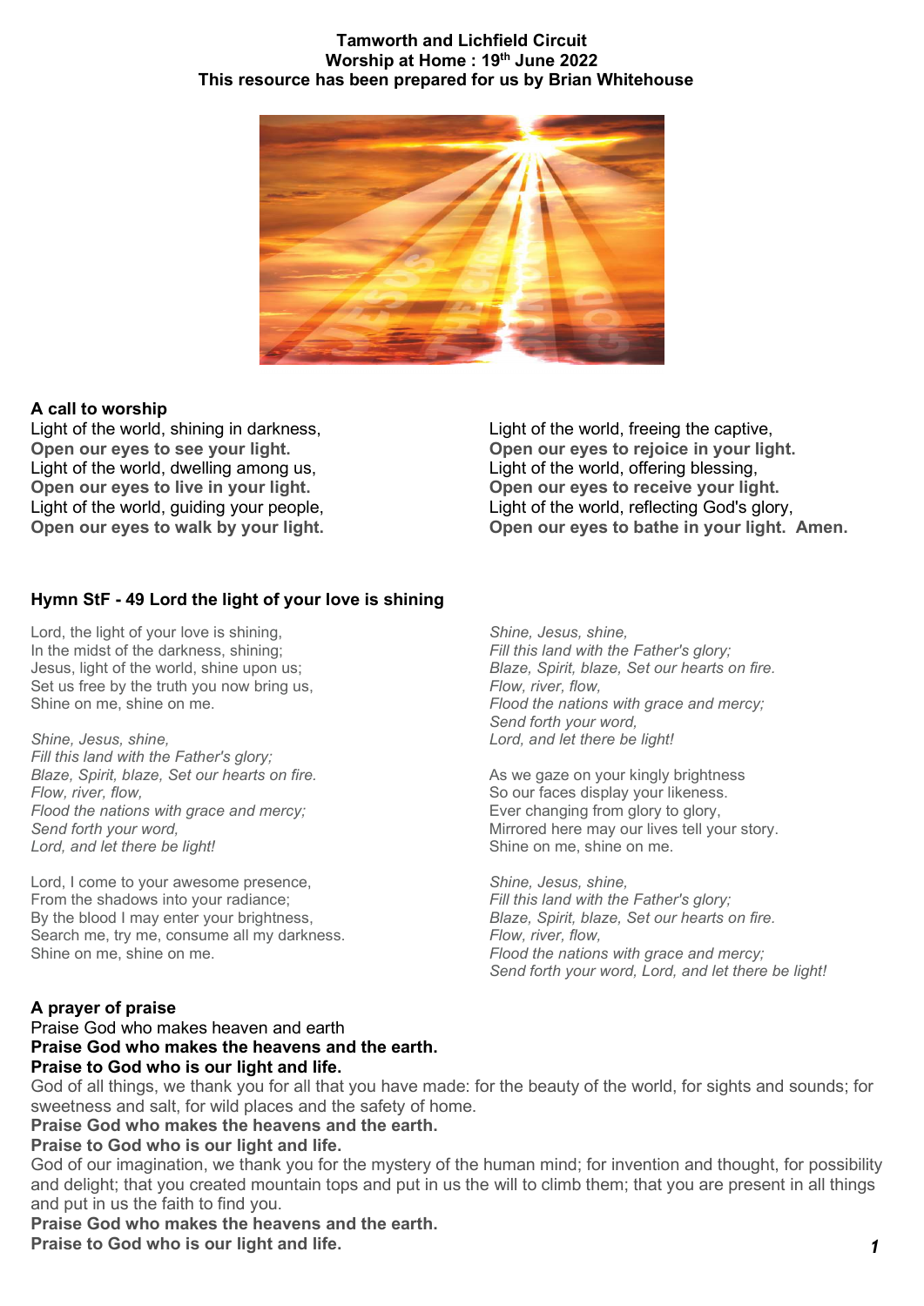**Tamworth and Lichfield Circuit**
**Worship at Home : 19th June 2022**
**This resource has been prepared for us by Brian Whitehouse**

### A call to worship

Light of the world, shining in darkness,
**Open our eyes to see your light.**
Light of the world, dwelling among us,
**Open our eyes to live in your light.**
Light of the world, guiding your people,
**Open our eyes to walk by your light.**

Light of the world, freeing the captive,
**Open our eyes to rejoice in your light.**
Light of the world, offering blessing,
**Open our eyes to receive your light.**
Light of the world, reflecting God's glory,
**Open our eyes to bathe in your light. Amen.**

### Hymn StF - 49 Lord the light of your love is shining

Lord, the light of your love is shining,
In the midst of the darkness, shining;
Jesus, light of the world, shine upon us;
Set us free by the truth you now bring us,
Shine on me, shine on me.

*Shine, Jesus, shine,*
*Fill this land with the Father's glory;*
*Blaze, Spirit, blaze, Set our hearts on fire.*
*Flow, river, flow,*
*Flood the nations with grace and mercy;*
*Send forth your word,*
*Lord, and let there be light!*

Lord, I come to your awesome presence,
From the shadows into your radiance;
By the blood I may enter your brightness,
Search me, try me, consume all my darkness.
Shine on me, shine on me.

*Shine, Jesus, shine,*
*Fill this land with the Father's glory;*
*Blaze, Spirit, blaze, Set our hearts on fire.*
*Flow, river, flow,*
*Flood the nations with grace and mercy;*
*Send forth your word,*
*Lord, and let there be light!*

As we gaze on your kingly brightness
So our faces display your likeness.
Ever changing from glory to glory,
Mirrored here may our lives tell your story.
Shine on me, shine on me.

*Shine, Jesus, shine,*
*Fill this land with the Father's glory;*
*Blaze, Spirit, blaze, Set our hearts on fire.*
*Flow, river, flow,*
*Flood the nations with grace and mercy;*
*Send forth your word, Lord, and let there be light!*

### A prayer of praise

Praise God who makes heaven and earth
**Praise God who makes the heavens and the earth.**
**Praise to God who is our light and life.**

God of all things, we thank you for all that you have made: for the beauty of the world, for sights and sounds; for sweetness and salt, for wild places and the safety of home.
**Praise God who makes the heavens and the earth.**
**Praise to God who is our light and life.**

God of our imagination, we thank you for the mystery of the human mind; for invention and thought, for possibility and delight; that you created mountain tops and put in us the will to climb them; that you are present in all things and put in us the faith to find you.
**Praise God who makes the heavens and the earth.**
**Praise to God who is our light and life.**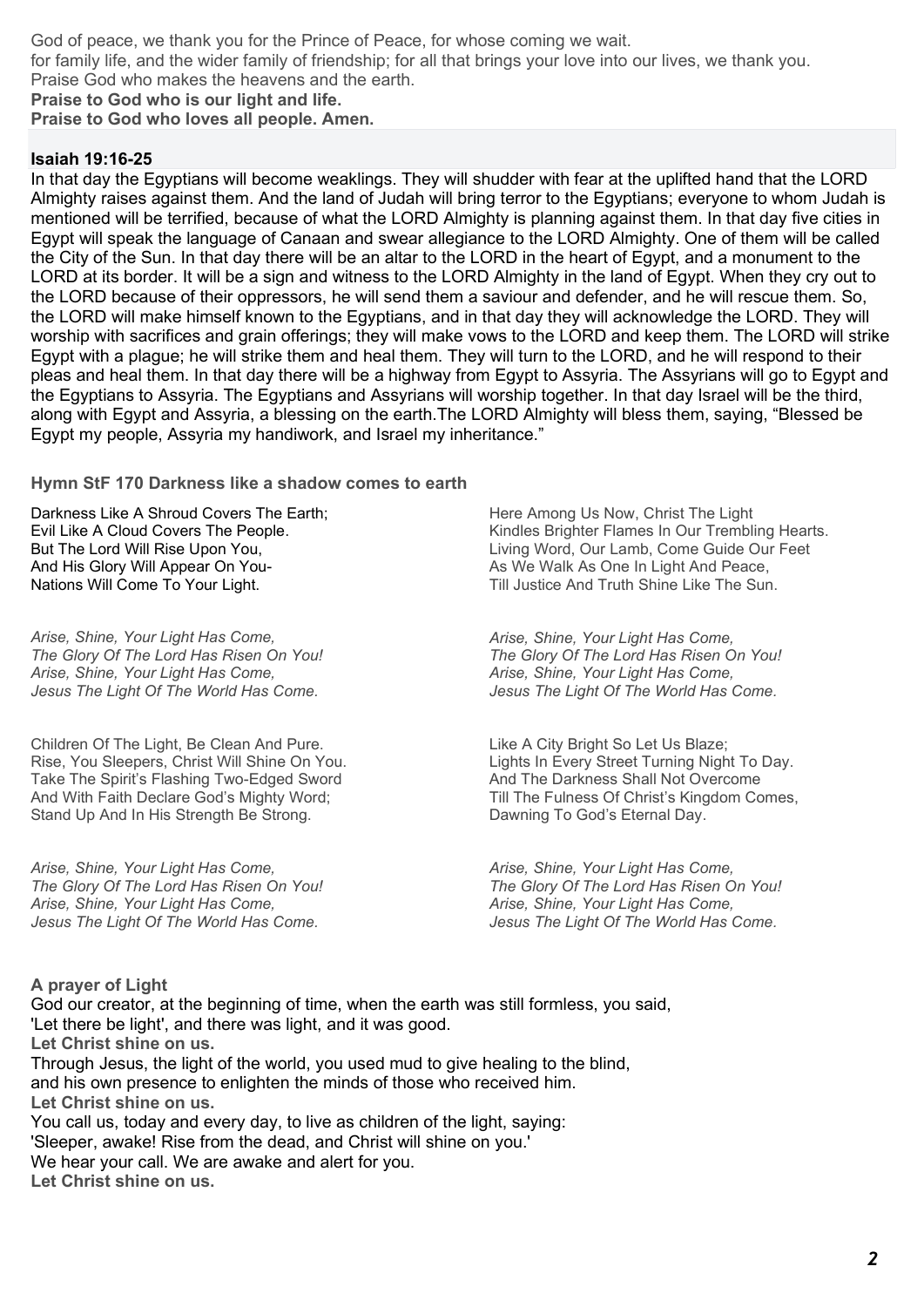God of peace, we thank you for the Prince of Peace, for whose coming we wait.
for family life, and the wider family of friendship; for all that brings your love into our lives, we thank you.
Praise God who makes the heavens and the earth.
**Praise to God who is our light and life.**
**Praise to God who loves all people. Amen.**

### Isaiah 19:16-25

In that day the Egyptians will become weaklings. They will shudder with fear at the uplifted hand that the LORD Almighty raises against them. And the land of Judah will bring terror to the Egyptians; everyone to whom Judah is mentioned will be terrified, because of what the LORD Almighty is planning against them. In that day five cities in Egypt will speak the language of Canaan and swear allegiance to the LORD Almighty. One of them will be called the City of the Sun. In that day there will be an altar to the LORD in the heart of Egypt, and a monument to the LORD at its border. It will be a sign and witness to the LORD Almighty in the land of Egypt. When they cry out to the LORD because of their oppressors, he will send them a saviour and defender, and he will rescue them. So, the LORD will make himself known to the Egyptians, and in that day they will acknowledge the LORD. They will worship with sacrifices and grain offerings; they will make vows to the LORD and keep them. The LORD will strike Egypt with a plague; he will strike them and heal them. They will turn to the LORD, and he will respond to their pleas and heal them. In that day there will be a highway from Egypt to Assyria. The Assyrians will go to Egypt and the Egyptians to Assyria. The Egyptians and Assyrians will worship together. In that day Israel will be the third, along with Egypt and Assyria, a blessing on the earth.The LORD Almighty will bless them, saying, "Blessed be Egypt my people, Assyria my handiwork, and Israel my inheritance."

### Hymn StF 170 Darkness like a shadow comes to earth

Darkness Like A Shroud Covers The Earth;
Evil Like A Cloud Covers The People.
But The Lord Will Rise Upon You,
And His Glory Will Appear On You-
Nations Will Come To Your Light.

*Arise, Shine, Your Light Has Come,*
*The Glory Of The Lord Has Risen On You!*
*Arise, Shine, Your Light Has Come,*
*Jesus The Light Of The World Has Come.*

Children Of The Light, Be Clean And Pure.
Rise, You Sleepers, Christ Will Shine On You.
Take The Spirit's Flashing Two-Edged Sword
And With Faith Declare God's Mighty Word;
Stand Up And In His Strength Be Strong.

*Arise, Shine, Your Light Has Come,*
*The Glory Of The Lord Has Risen On You!*
*Arise, Shine, Your Light Has Come,*
*Jesus The Light Of The World Has Come.*

Here Among Us Now, Christ The Light
Kindles Brighter Flames In Our Trembling Hearts.
Living Word, Our Lamb, Come Guide Our Feet
As We Walk As One In Light And Peace,
Till Justice And Truth Shine Like The Sun.

*Arise, Shine, Your Light Has Come,*
*The Glory Of The Lord Has Risen On You!*
*Arise, Shine, Your Light Has Come,*
*Jesus The Light Of The World Has Come.*

Like A City Bright So Let Us Blaze;
Lights In Every Street Turning Night To Day.
And The Darkness Shall Not Overcome
Till The Fulness Of Christ's Kingdom Comes,
Dawning To God's Eternal Day.

*Arise, Shine, Your Light Has Come,*
*The Glory Of The Lord Has Risen On You!*
*Arise, Shine, Your Light Has Come,*
*Jesus The Light Of The World Has Come.*

### A prayer of Light

God our creator, at the beginning of time, when the earth was still formless, you said,
'Let there be light', and there was light, and it was good.
**Let Christ shine on us.**
Through Jesus, the light of the world, you used mud to give healing to the blind,
and his own presence to enlighten the minds of those who received him.
**Let Christ shine on us.**
You call us, today and every day, to live as children of the light, saying:
'Sleeper, awake! Rise from the dead, and Christ will shine on you.'
We hear your call. We are awake and alert for you.
**Let Christ shine on us.**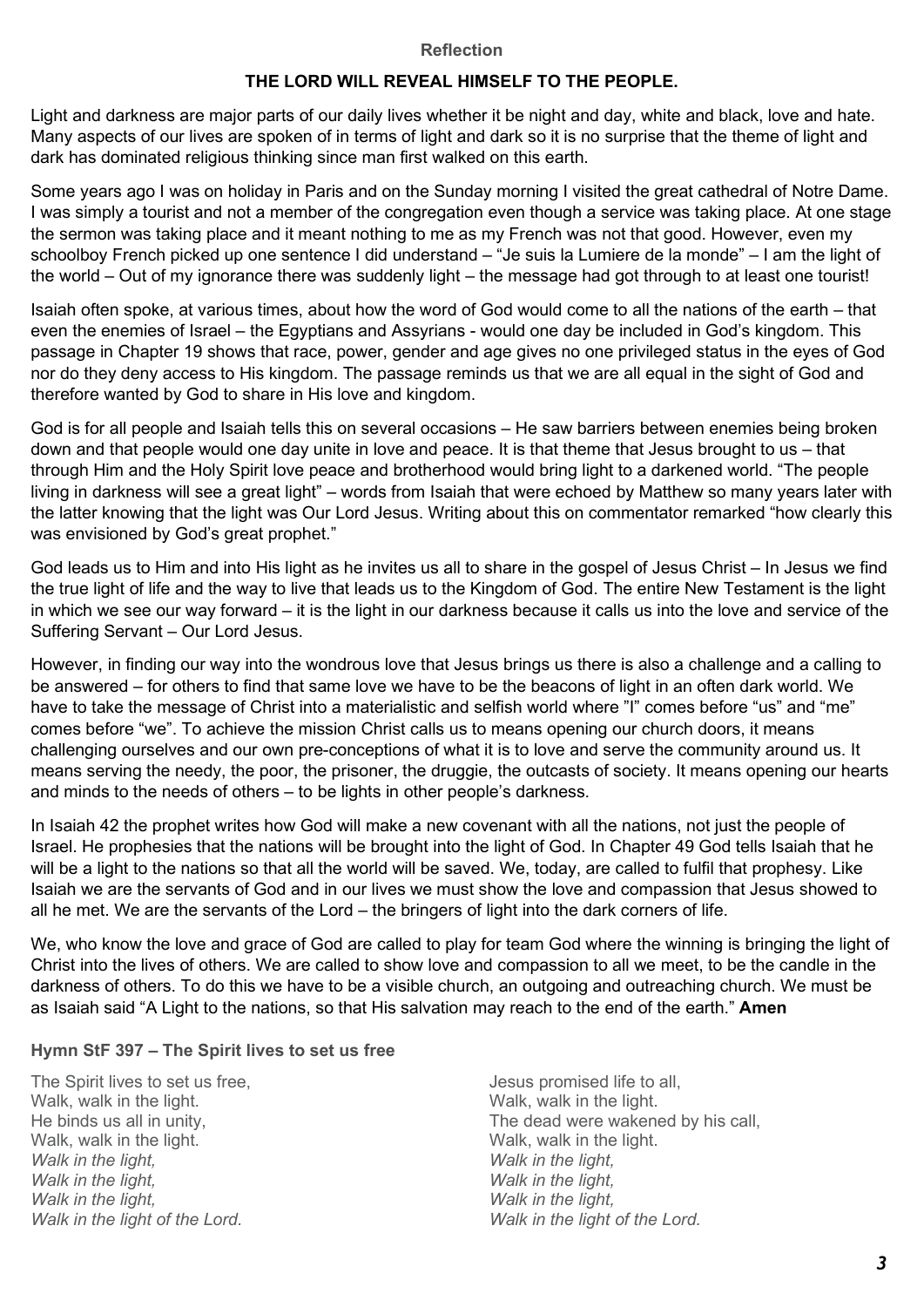**Reflection**

**THE LORD WILL REVEAL HIMSELF TO THE PEOPLE.**

Light and darkness are major parts of our daily lives whether it be night and day, white and black, love and hate. Many aspects of our lives are spoken of in terms of light and dark so it is no surprise that the theme of light and dark has dominated religious thinking since man first walked on this earth.

Some years ago I was on holiday in Paris and on the Sunday morning I visited the great cathedral of Notre Dame. I was simply a tourist and not a member of the congregation even though a service was taking place. At one stage the sermon was taking place and it meant nothing to me as my French was not that good. However, even my schoolboy French picked up one sentence I did understand – "Je suis la Lumiere de la monde" – I am the light of the world – Out of my ignorance there was suddenly light – the message had got through to at least one tourist!

Isaiah often spoke, at various times, about how the word of God would come to all the nations of the earth – that even the enemies of Israel – the Egyptians and Assyrians - would one day be included in God's kingdom. This passage in Chapter 19 shows that race, power, gender and age gives no one privileged status in the eyes of God nor do they deny access to His kingdom. The passage reminds us that we are all equal in the sight of God and therefore wanted by God to share in His love and kingdom.

God is for all people and Isaiah tells this on several occasions – He saw barriers between enemies being broken down and that people would one day unite in love and peace. It is that theme that Jesus brought to us – that through Him and the Holy Spirit love peace and brotherhood would bring light to a darkened world. "The people living in darkness will see a great light" – words from Isaiah that were echoed by Matthew so many years later with the latter knowing that the light was Our Lord Jesus. Writing about this on commentator remarked "how clearly this was envisioned by God's great prophet."

God leads us to Him and into His light as he invites us all to share in the gospel of Jesus Christ – In Jesus we find the true light of life and the way to live that leads us to the Kingdom of God. The entire New Testament is the light in which we see our way forward – it is the light in our darkness because it calls us into the love and service of the Suffering Servant – Our Lord Jesus.

However, in finding our way into the wondrous love that Jesus brings us there is also a challenge and a calling to be answered – for others to find that same love we have to be the beacons of light in an often dark world. We have to take the message of Christ into a materialistic and selfish world where "I" comes before "us" and "me" comes before "we". To achieve the mission Christ calls us to means opening our church doors, it means challenging ourselves and our own pre-conceptions of what it is to love and serve the community around us. It means serving the needy, the poor, the prisoner, the druggie, the outcasts of society. It means opening our hearts and minds to the needs of others – to be lights in other people's darkness.

In Isaiah 42 the prophet writes how God will make a new covenant with all the nations, not just the people of Israel. He prophesies that the nations will be brought into the light of God. In Chapter 49 God tells Isaiah that he will be a light to the nations so that all the world will be saved. We, today, are called to fulfil that prophesy. Like Isaiah we are the servants of God and in our lives we must show the love and compassion that Jesus showed to all he met. We are the servants of the Lord – the bringers of light into the dark corners of life.

We, who know the love and grace of God are called to play for team God where the winning is bringing the light of Christ into the lives of others. We are called to show love and compassion to all we meet, to be the candle in the darkness of others. To do this we have to be a visible church, an outgoing and outreaching church. We must be as Isaiah said "A Light to the nations, so that His salvation may reach to the end of the earth." **Amen**

**Hymn StF 397 – The Spirit lives to set us free**

The Spirit lives to set us free,
Walk, walk in the light.
He binds us all in unity,
Walk, walk in the light.
*Walk in the light,*
*Walk in the light,*
*Walk in the light,*
*Walk in the light of the Lord.*

Jesus promised life to all,
Walk, walk in the light.
The dead were wakened by his call,
Walk, walk in the light.
*Walk in the light,*
*Walk in the light,*
*Walk in the light,*
*Walk in the light of the Lord.*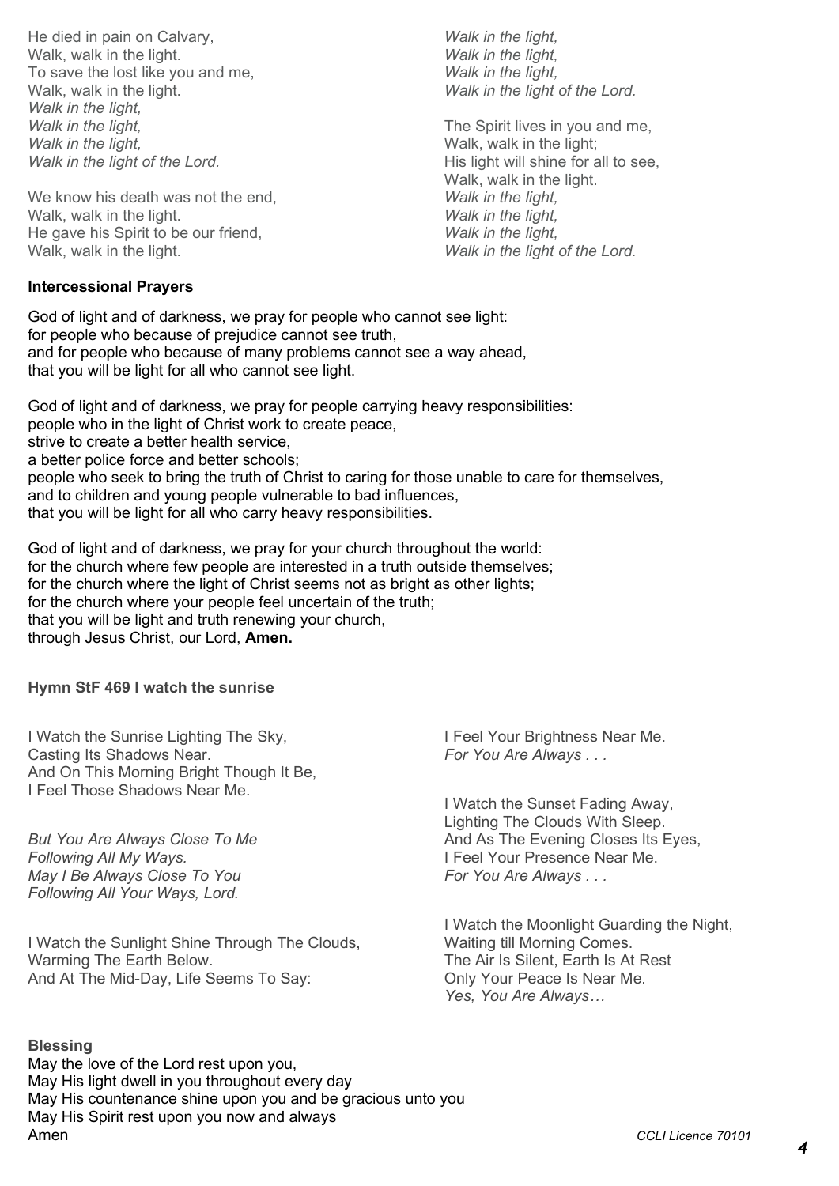He died in pain on Calvary,
Walk, walk in the light.
To save the lost like you and me,
Walk, walk in the light.
*Walk in the light,*
*Walk in the light,*
*Walk in the light,*
*Walk in the light of the Lord.*

We know his death was not the end,
Walk, walk in the light.
He gave his Spirit to be our friend,
Walk, walk in the light.
*Walk in the light,*
*Walk in the light,*
*Walk in the light,*
*Walk in the light of the Lord.*

The Spirit lives in you and me,
Walk, walk in the light;
His light will shine for all to see,
Walk, walk in the light.
*Walk in the light,*
*Walk in the light,*
*Walk in the light,*
*Walk in the light of the Lord.*

**Intercessional Prayers**

God of light and of darkness, we pray for people who cannot see light:
for people who because of prejudice cannot see truth,
and for people who because of many problems cannot see a way ahead,
that you will be light for all who cannot see light.

God of light and of darkness, we pray for people carrying heavy responsibilities:
people who in the light of Christ work to create peace,
strive to create a better health service,
a better police force and better schools;
people who seek to bring the truth of Christ to caring for those unable to care for themselves,
and to children and young people vulnerable to bad influences,
that you will be light for all who carry heavy responsibilities.

God of light and of darkness, we pray for your church throughout the world:
for the church where few people are interested in a truth outside themselves;
for the church where the light of Christ seems not as bright as other lights;
for the church where your people feel uncertain of the truth;
that you will be light and truth renewing your church,
through Jesus Christ, our Lord, **Amen.**

**Hymn StF 469 I watch the sunrise**

I Watch the Sunrise Lighting The Sky,
Casting Its Shadows Near.
And On This Morning Bright Though It Be,
I Feel Those Shadows Near Me.

*But You Are Always Close To Me*
*Following All My Ways.*
*May I Be Always Close To You*
*Following All Your Ways, Lord.*

I Watch the Sunlight Shine Through The Clouds,
Warming The Earth Below.
And At The Mid-Day, Life Seems To Say:
I Feel Your Brightness Near Me.
*For You Are Always . . .*

I Watch the Sunset Fading Away,
Lighting The Clouds With Sleep.
And As The Evening Closes Its Eyes,
I Feel Your Presence Near Me.
*For You Are Always . . .*

I Watch the Moonlight Guarding the Night,
Waiting till Morning Comes.
The Air Is Silent, Earth Is At Rest
Only Your Peace Is Near Me.
*Yes, You Are Always…*

**Blessing**

May the love of the Lord rest upon you,
May His light dwell in you throughout every day
May His countenance shine upon you and be gracious unto you
May His Spirit rest upon you now and always
Amen

*CCLI Licence 70101*